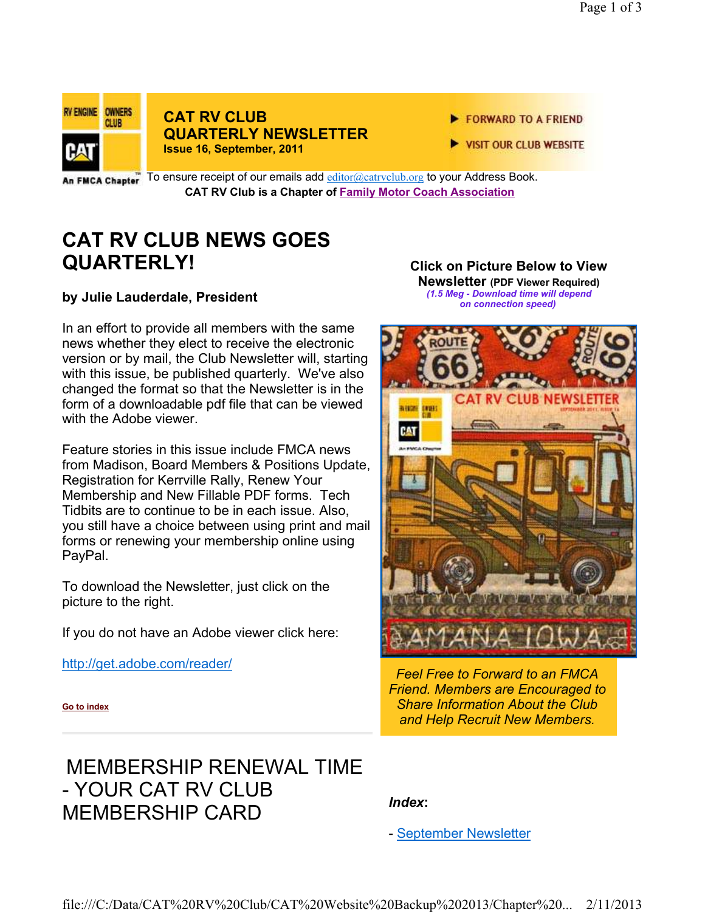RV ENGINE OWNERS CLUB

CAT

An FMCA Chapter

**CAT RV CLUB**
**QUARTERLY NEWSLETTER**
**Issue 16, September, 2011**

▶ FORWARD TO A FRIEND

▶ VISIT OUR CLUB WEBSITE

To ensure receipt of our emails add editor@catrvclub.org to your Address Book.

**CAT RV Club is a Chapter of Family Motor Coach Association**

# CAT RV CLUB NEWS GOES QUARTERLY!

**by Julie Lauderdale, President**

In an effort to provide all members with the same news whether they elect to receive the electronic version or by mail, the Club Newsletter will, starting with this issue, be published quarterly. We've also changed the format so that the Newsletter is in the form of a downloadable pdf file that can be viewed with the Adobe viewer.

Feature stories in this issue include FMCA news from Madison, Board Members & Positions Update, Registration for Kerrville Rally, Renew Your Membership and New Fillable PDF forms. Tech Tidbits are to continue to be in each issue. Also, you still have a choice between using print and mail forms or renewing your membership online using PayPal.

To download the Newsletter, just click on the picture to the right.

If you do not have an Adobe viewer click here:

http://get.adobe.com/reader/

**Go to index**

**Click on Picture Below to View Newsletter** (PDF Viewer Required)
*(1.5 Meg - Download time will depend on connection speed)*

ROUTE 66 — CAT RV CLUB NEWSLETTER — SEPTEMBER 2011, ISSUE 16 — AMANA IOWA

*Feel Free to Forward to an FMCA Friend. Members are Encouraged to Share Information About the Club and Help Recruit New Members.*

# MEMBERSHIP RENEWAL TIME - YOUR CAT RV CLUB MEMBERSHIP CARD

***Index*:**

- September Newsletter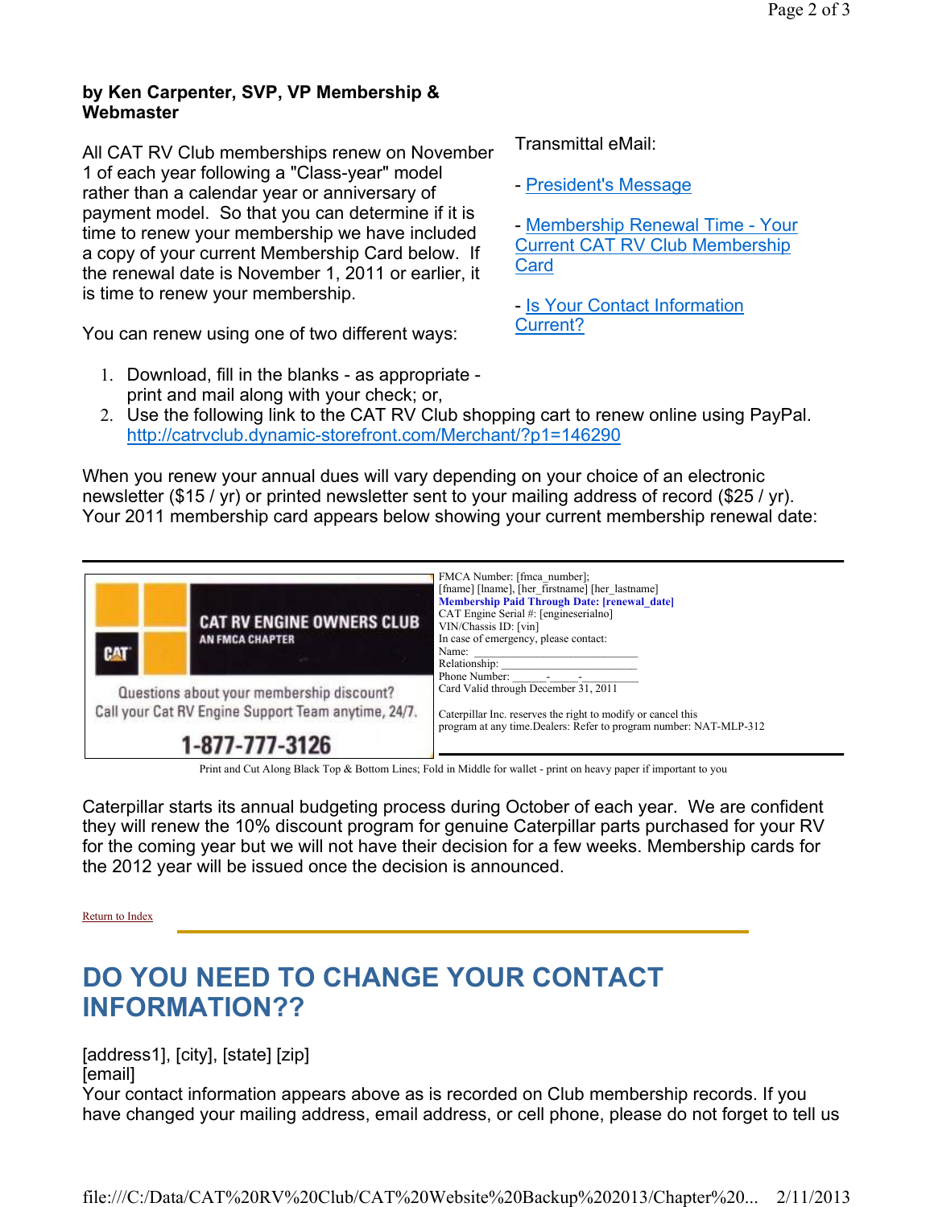**by Ken Carpenter, SVP, VP Membership & Webmaster**

All CAT RV Club memberships renew on November 1 of each year following a "Class-year" model rather than a calendar year or anniversary of payment model. So that you can determine if it is time to renew your membership we have included a copy of your current Membership Card below. If the renewal date is November 1, 2011 or earlier, it is time to renew your membership.

You can renew using one of two different ways:

1. Download, fill in the blanks - as appropriate - print and mail along with your check; or,
2. Use the following link to the CAT RV Club shopping cart to renew online using PayPal. http://catrvclub.dynamic-storefront.com/Merchant/?p1=146290

Transmittal eMail:

- President's Message

- Membership Renewal Time - Your Current CAT RV Club Membership Card

- Is Your Contact Information Current?

When you renew your annual dues will vary depending on your choice of an electronic newsletter ($15 / yr) or printed newsletter sent to your mailing address of record ($25 / yr). Your 2011 membership card appears below showing your current membership renewal date:

CAT RV ENGINE OWNERS CLUB
AN FMCA CHAPTER

Questions about your membership discount?
Call your Cat RV Engine Support Team anytime, 24/7.

1-877-777-3126

FMCA Number: [fmca_number];
[fname] [lname], [her_firstname] [her_lastname]
**Membership Paid Through Date: [renewal_date]**
CAT Engine Serial #: [engineserialno]
VIN/Chassis ID: [vin]
In case of emergency, please contact:
Name: ______________________________
Relationship: _________________________
Phone Number: ______-_____-__________
Card Valid through December 31, 2011

Caterpillar Inc. reserves the right to modify or cancel this program at any time.Dealers: Refer to program number: NAT-MLP-312

Print and Cut Along Black Top & Bottom Lines; Fold in Middle for wallet - print on heavy paper if important to you

Caterpillar starts its annual budgeting process during October of each year. We are confident they will renew the 10% discount program for genuine Caterpillar parts purchased for your RV for the coming year but we will not have their decision for a few weeks. Membership cards for the 2012 year will be issued once the decision is announced.

Return to Index

## DO YOU NEED TO CHANGE YOUR CONTACT INFORMATION??

[address1], [city], [state] [zip]
[email]
Your contact information appears above as is recorded on Club membership records. If you have changed your mailing address, email address, or cell phone, please do not forget to tell us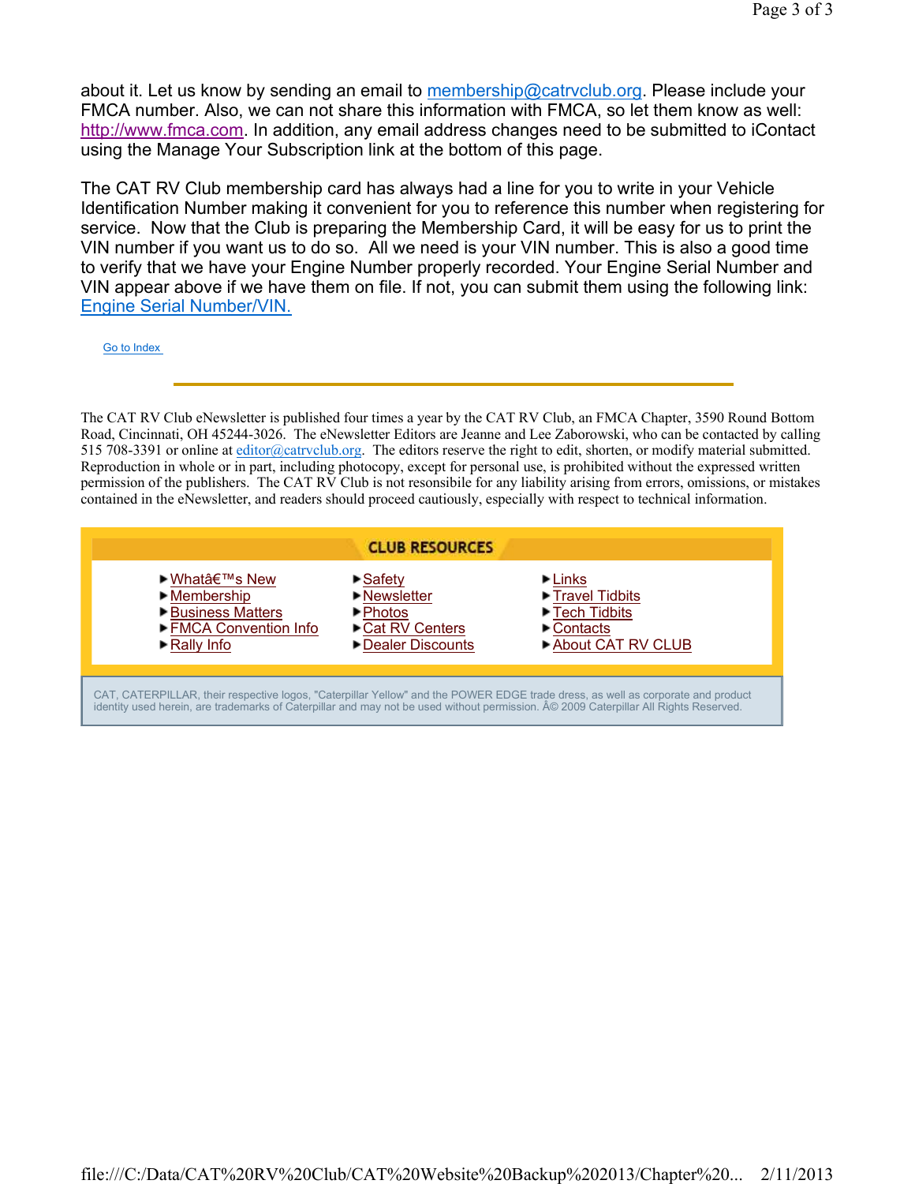about it. Let us know by sending an email to membership@catrvclub.org. Please include your FMCA number. Also, we can not share this information with FMCA, so let them know as well: http://www.fmca.com. In addition, any email address changes need to be submitted to iContact using the Manage Your Subscription link at the bottom of this page.

The CAT RV Club membership card has always had a line for you to write in your Vehicle Identification Number making it convenient for you to reference this number when registering for service. Now that the Club is preparing the Membership Card, it will be easy for us to print the VIN number if you want us to do so. All we need is your VIN number. This is also a good time to verify that we have your Engine Number properly recorded. Your Engine Serial Number and VIN appear above if we have them on file. If not, you can submit them using the following link: Engine Serial Number/VIN.

Go to Index

---

The CAT RV Club eNewsletter is published four times a year by the CAT RV Club, an FMCA Chapter, 3590 Round Bottom Road, Cincinnati, OH 45244-3026. The eNewsletter Editors are Jeanne and Lee Zaborowski, who can be contacted by calling 515 708-3391 or online at editor@catrvclub.org. The editors reserve the right to edit, shorten, or modify material submitted. Reproduction in whole or in part, including photocopy, except for personal use, is prohibited without the expressed written permission of the publishers. The CAT RV Club is not resonsibile for any liability arising from errors, omissions, or mistakes contained in the eNewsletter, and readers should proceed cautiously, especially with respect to technical information.

## CLUB RESOURCES

| | | |
|---|---|---|
| Whatâ€™s New | Safety | Links |
| Membership | Newsletter | Travel Tidbits |
| Business Matters | Photos | Tech Tidbits |
| FMCA Convention Info | Cat RV Centers | Contacts |
| Rally Info | Dealer Discounts | About CAT RV CLUB |

CAT, CATERPILLAR, their respective logos, "Caterpillar Yellow" and the POWER EDGE trade dress, as well as corporate and product identity used herein, are trademarks of Caterpillar and may not be used without permission. Â© 2009 Caterpillar All Rights Reserved.